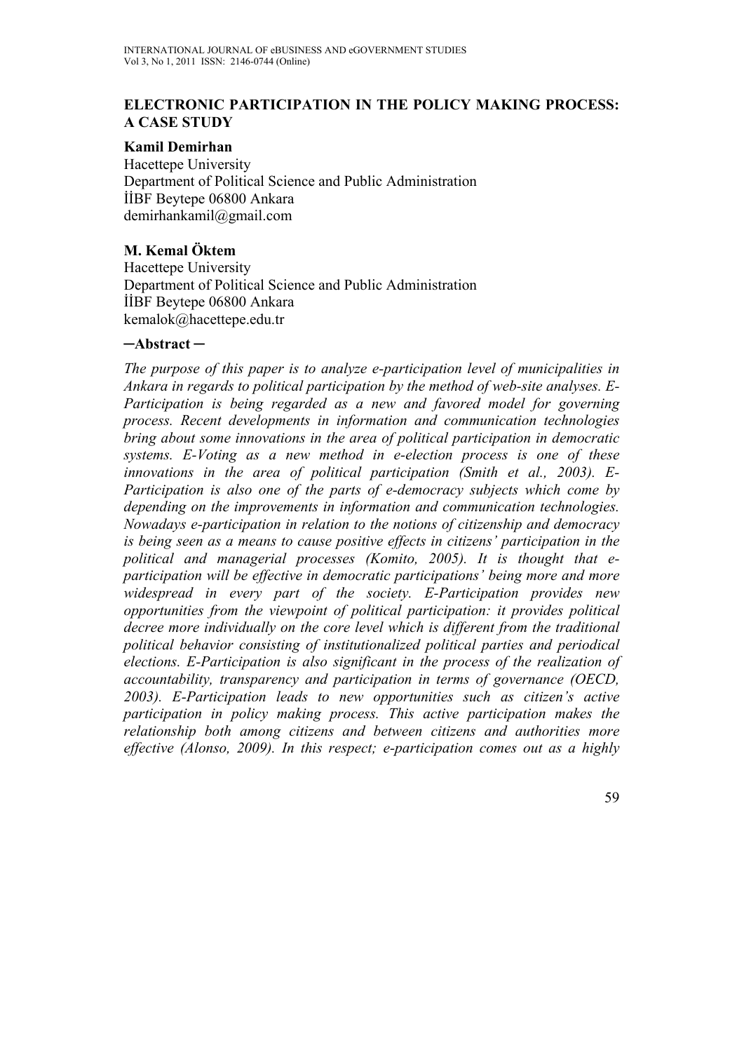# ELECTRONIC PARTICIPATION IN THE POLICY MAKING PROCESS: A CASE STUDY

**Kamil Demirhan**
Hacettepe University
Department of Political Science and Public Administration
İİBF Beytepe 06800 Ankara
demirhankamil@gmail.com

**M. Kemal Öktem**
Hacettepe University
Department of Political Science and Public Administration
İİBF Beytepe 06800 Ankara
kemalok@hacettepe.edu.tr

**─Abstract ─**

*The purpose of this paper is to analyze e-participation level of municipalities in Ankara in regards to political participation by the method of web-site analyses. E-Participation is being regarded as a new and favored model for governing process. Recent developments in information and communication technologies bring about some innovations in the area of political participation in democratic systems. E-Voting as a new method in e-election process is one of these innovations in the area of political participation (Smith et al., 2003). E-Participation is also one of the parts of e-democracy subjects which come by depending on the improvements in information and communication technologies. Nowadays e-participation in relation to the notions of citizenship and democracy is being seen as a means to cause positive effects in citizens' participation in the political and managerial processes (Komito, 2005). It is thought that e-participation will be effective in democratic participations' being more and more widespread in every part of the society. E-Participation provides new opportunities from the viewpoint of political participation: it provides political decree more individually on the core level which is different from the traditional political behavior consisting of institutionalized political parties and periodical elections. E-Participation is also significant in the process of the realization of accountability, transparency and participation in terms of governance (OECD, 2003). E-Participation leads to new opportunities such as citizen's active participation in policy making process. This active participation makes the relationship both among citizens and between citizens and authorities more effective (Alonso, 2009). In this respect; e-participation comes out as a highly*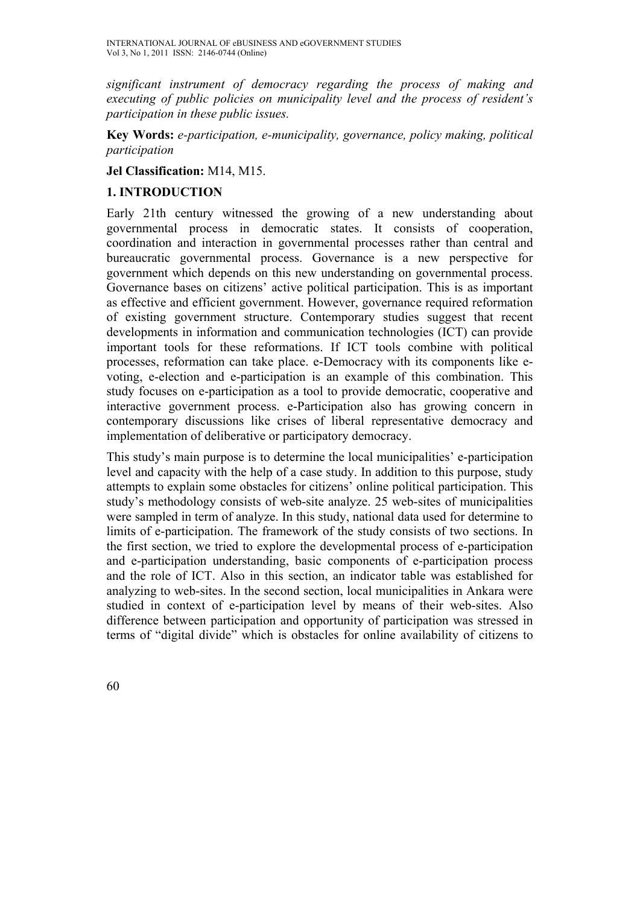*significant instrument of democracy regarding the process of making and executing of public policies on municipality level and the process of resident's participation in these public issues.*

**Key Words:** *e-participation, e-municipality, governance, policy making, political participation*

**Jel Classification:** M14, M15.

## 1. INTRODUCTION

Early 21th century witnessed the growing of a new understanding about governmental process in democratic states. It consists of cooperation, coordination and interaction in governmental processes rather than central and bureaucratic governmental process. Governance is a new perspective for government which depends on this new understanding on governmental process. Governance bases on citizens' active political participation. This is as important as effective and efficient government. However, governance required reformation of existing government structure. Contemporary studies suggest that recent developments in information and communication technologies (ICT) can provide important tools for these reformations. If ICT tools combine with political processes, reformation can take place. e-Democracy with its components like e-voting, e-election and e-participation is an example of this combination. This study focuses on e-participation as a tool to provide democratic, cooperative and interactive government process. e-Participation also has growing concern in contemporary discussions like crises of liberal representative democracy and implementation of deliberative or participatory democracy.

This study's main purpose is to determine the local municipalities' e-participation level and capacity with the help of a case study. In addition to this purpose, study attempts to explain some obstacles for citizens' online political participation. This study's methodology consists of web-site analyze. 25 web-sites of municipalities were sampled in term of analyze. In this study, national data used for determine to limits of e-participation. The framework of the study consists of two sections. In the first section, we tried to explore the developmental process of e-participation and e-participation understanding, basic components of e-participation process and the role of ICT. Also in this section, an indicator table was established for analyzing to web-sites. In the second section, local municipalities in Ankara were studied in context of e-participation level by means of their web-sites. Also difference between participation and opportunity of participation was stressed in terms of "digital divide" which is obstacles for online availability of citizens to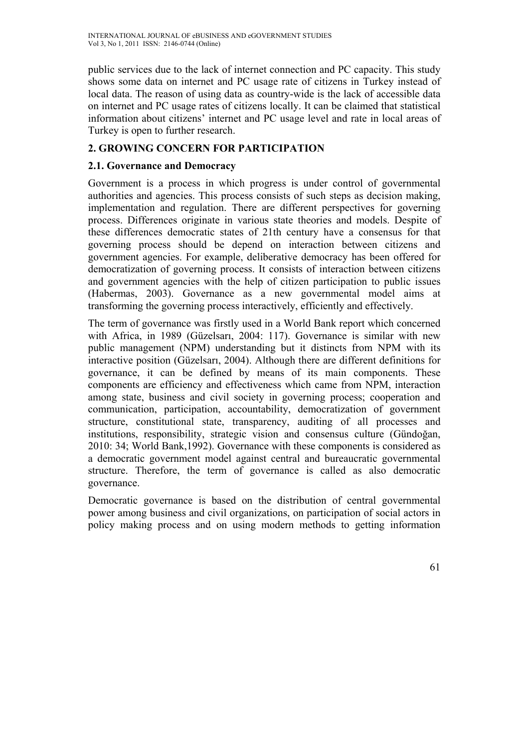public services due to the lack of internet connection and PC capacity. This study shows some data on internet and PC usage rate of citizens in Turkey instead of local data. The reason of using data as country-wide is the lack of accessible data on internet and PC usage rates of citizens locally. It can be claimed that statistical information about citizens' internet and PC usage level and rate in local areas of Turkey is open to further research.

## 2. GROWING CONCERN FOR PARTICIPATION

### 2.1. Governance and Democracy

Government is a process in which progress is under control of governmental authorities and agencies. This process consists of such steps as decision making, implementation and regulation. There are different perspectives for governing process. Differences originate in various state theories and models. Despite of these differences democratic states of 21th century have a consensus for that governing process should be depend on interaction between citizens and government agencies. For example, deliberative democracy has been offered for democratization of governing process. It consists of interaction between citizens and government agencies with the help of citizen participation to public issues (Habermas, 2003). Governance as a new governmental model aims at transforming the governing process interactively, efficiently and effectively.

The term of governance was firstly used in a World Bank report which concerned with Africa, in 1989 (Güzelsarı, 2004: 117). Governance is similar with new public management (NPM) understanding but it distincts from NPM with its interactive position (Güzelsarı, 2004). Although there are different definitions for governance, it can be defined by means of its main components. These components are efficiency and effectiveness which came from NPM, interaction among state, business and civil society in governing process; cooperation and communication, participation, accountability, democratization of government structure, constitutional state, transparency, auditing of all processes and institutions, responsibility, strategic vision and consensus culture (Gündoğan, 2010: 34; World Bank,1992). Governance with these components is considered as a democratic government model against central and bureaucratic governmental structure. Therefore, the term of governance is called as also democratic governance.

Democratic governance is based on the distribution of central governmental power among business and civil organizations, on participation of social actors in policy making process and on using modern methods to getting information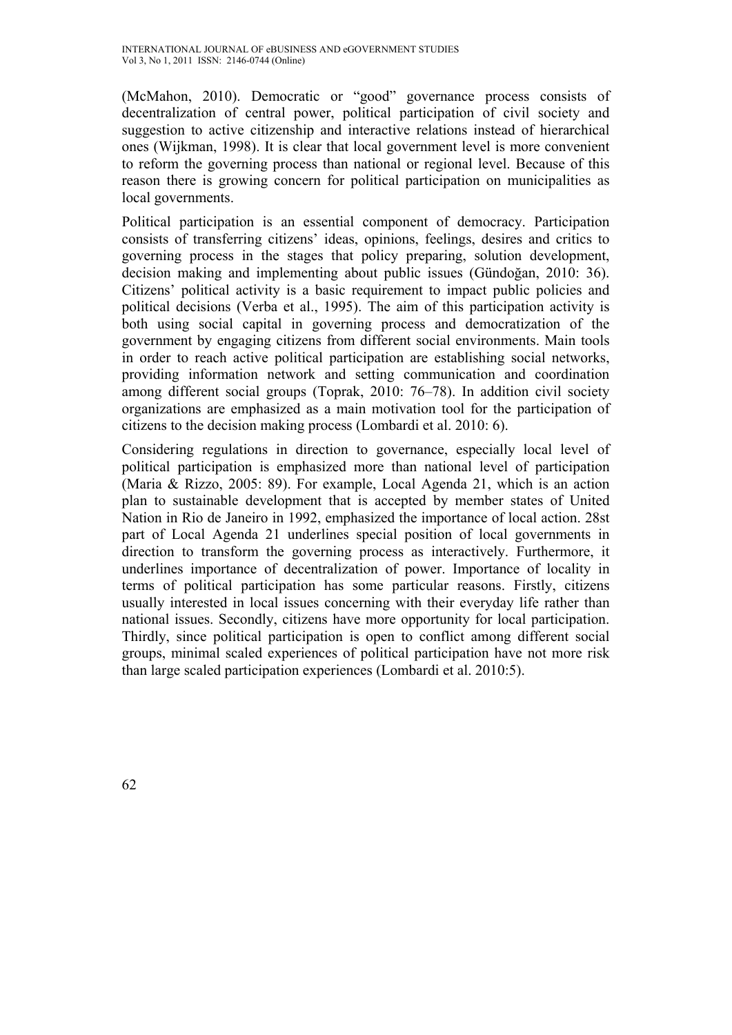(McMahon, 2010). Democratic or “good” governance process consists of decentralization of central power, political participation of civil society and suggestion to active citizenship and interactive relations instead of hierarchical ones (Wijkman, 1998). It is clear that local government level is more convenient to reform the governing process than national or regional level. Because of this reason there is growing concern for political participation on municipalities as local governments.

Political participation is an essential component of democracy. Participation consists of transferring citizens’ ideas, opinions, feelings, desires and critics to governing process in the stages that policy preparing, solution development, decision making and implementing about public issues (Gündoğan, 2010: 36). Citizens’ political activity is a basic requirement to impact public policies and political decisions (Verba et al., 1995). The aim of this participation activity is both using social capital in governing process and democratization of the government by engaging citizens from different social environments. Main tools in order to reach active political participation are establishing social networks, providing information network and setting communication and coordination among different social groups (Toprak, 2010: 76–78). In addition civil society organizations are emphasized as a main motivation tool for the participation of citizens to the decision making process (Lombardi et al. 2010: 6).

Considering regulations in direction to governance, especially local level of political participation is emphasized more than national level of participation (Maria & Rizzo, 2005: 89). For example, Local Agenda 21, which is an action plan to sustainable development that is accepted by member states of United Nation in Rio de Janeiro in 1992, emphasized the importance of local action. 28st part of Local Agenda 21 underlines special position of local governments in direction to transform the governing process as interactively. Furthermore, it underlines importance of decentralization of power. Importance of locality in terms of political participation has some particular reasons. Firstly, citizens usually interested in local issues concerning with their everyday life rather than national issues. Secondly, citizens have more opportunity for local participation. Thirdly, since political participation is open to conflict among different social groups, minimal scaled experiences of political participation have not more risk than large scaled participation experiences (Lombardi et al. 2010:5).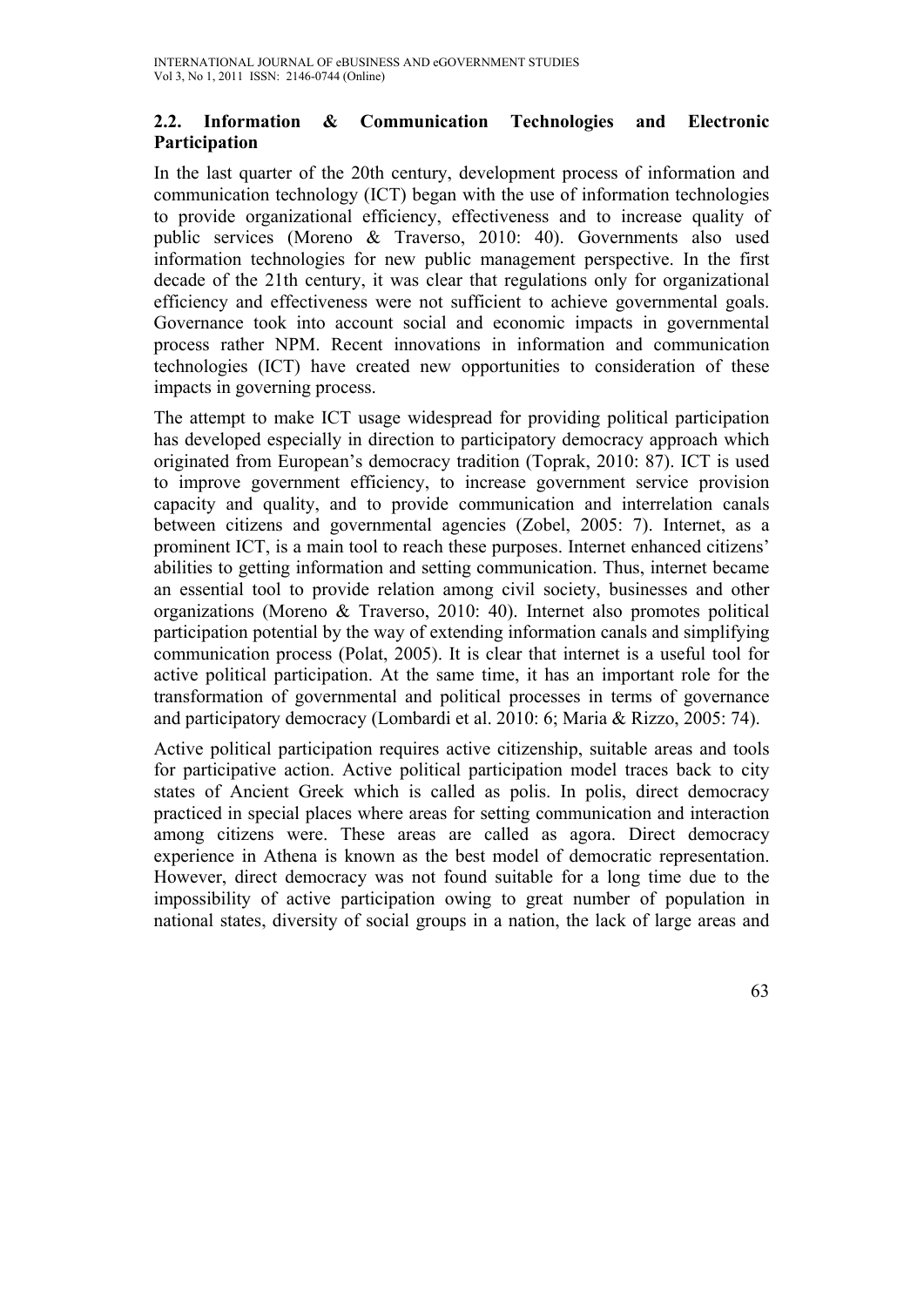## 2.2. Information & Communication Technologies and Electronic Participation

In the last quarter of the 20th century, development process of information and communication technology (ICT) began with the use of information technologies to provide organizational efficiency, effectiveness and to increase quality of public services (Moreno & Traverso, 2010: 40). Governments also used information technologies for new public management perspective. In the first decade of the 21th century, it was clear that regulations only for organizational efficiency and effectiveness were not sufficient to achieve governmental goals. Governance took into account social and economic impacts in governmental process rather NPM. Recent innovations in information and communication technologies (ICT) have created new opportunities to consideration of these impacts in governing process.

The attempt to make ICT usage widespread for providing political participation has developed especially in direction to participatory democracy approach which originated from European's democracy tradition (Toprak, 2010: 87). ICT is used to improve government efficiency, to increase government service provision capacity and quality, and to provide communication and interrelation canals between citizens and governmental agencies (Zobel, 2005: 7). Internet, as a prominent ICT, is a main tool to reach these purposes. Internet enhanced citizens' abilities to getting information and setting communication. Thus, internet became an essential tool to provide relation among civil society, businesses and other organizations (Moreno & Traverso, 2010: 40). Internet also promotes political participation potential by the way of extending information canals and simplifying communication process (Polat, 2005). It is clear that internet is a useful tool for active political participation. At the same time, it has an important role for the transformation of governmental and political processes in terms of governance and participatory democracy (Lombardi et al. 2010: 6; Maria & Rizzo, 2005: 74).

Active political participation requires active citizenship, suitable areas and tools for participative action. Active political participation model traces back to city states of Ancient Greek which is called as polis. In polis, direct democracy practiced in special places where areas for setting communication and interaction among citizens were. These areas are called as agora. Direct democracy experience in Athena is known as the best model of democratic representation. However, direct democracy was not found suitable for a long time due to the impossibility of active participation owing to great number of population in national states, diversity of social groups in a nation, the lack of large areas and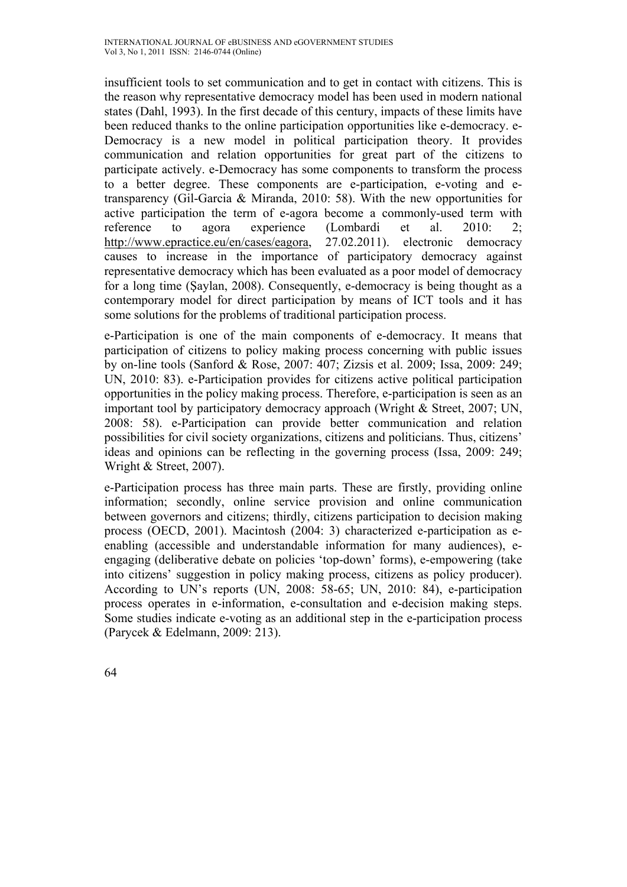insufficient tools to set communication and to get in contact with citizens. This is the reason why representative democracy model has been used in modern national states (Dahl, 1993). In the first decade of this century, impacts of these limits have been reduced thanks to the online participation opportunities like e-democracy. e-Democracy is a new model in political participation theory. It provides communication and relation opportunities for great part of the citizens to participate actively. e-Democracy has some components to transform the process to a better degree. These components are e-participation, e-voting and e-transparency (Gil-Garcia & Miranda, 2010: 58). With the new opportunities for active participation the term of e-agora become a commonly-used term with reference to agora experience (Lombardi et al. 2010: 2; http://www.epractice.eu/en/cases/eagora, 27.02.2011). electronic democracy causes to increase in the importance of participatory democracy against representative democracy which has been evaluated as a poor model of democracy for a long time (Şaylan, 2008). Consequently, e-democracy is being thought as a contemporary model for direct participation by means of ICT tools and it has some solutions for the problems of traditional participation process.

e-Participation is one of the main components of e-democracy. It means that participation of citizens to policy making process concerning with public issues by on-line tools (Sanford & Rose, 2007: 407; Zizsis et al. 2009; Issa, 2009: 249; UN, 2010: 83). e-Participation provides for citizens active political participation opportunities in the policy making process. Therefore, e-participation is seen as an important tool by participatory democracy approach (Wright & Street, 2007; UN, 2008: 58). e-Participation can provide better communication and relation possibilities for civil society organizations, citizens and politicians. Thus, citizens' ideas and opinions can be reflecting in the governing process (Issa, 2009: 249; Wright & Street, 2007).

e-Participation process has three main parts. These are firstly, providing online information; secondly, online service provision and online communication between governors and citizens; thirdly, citizens participation to decision making process (OECD, 2001). Macintosh (2004: 3) characterized e-participation as e-enabling (accessible and understandable information for many audiences), e-engaging (deliberative debate on policies 'top-down' forms), e-empowering (take into citizens' suggestion in policy making process, citizens as policy producer). According to UN's reports (UN, 2008: 58-65; UN, 2010: 84), e-participation process operates in e-information, e-consultation and e-decision making steps. Some studies indicate e-voting as an additional step in the e-participation process (Parycek & Edelmann, 2009: 213).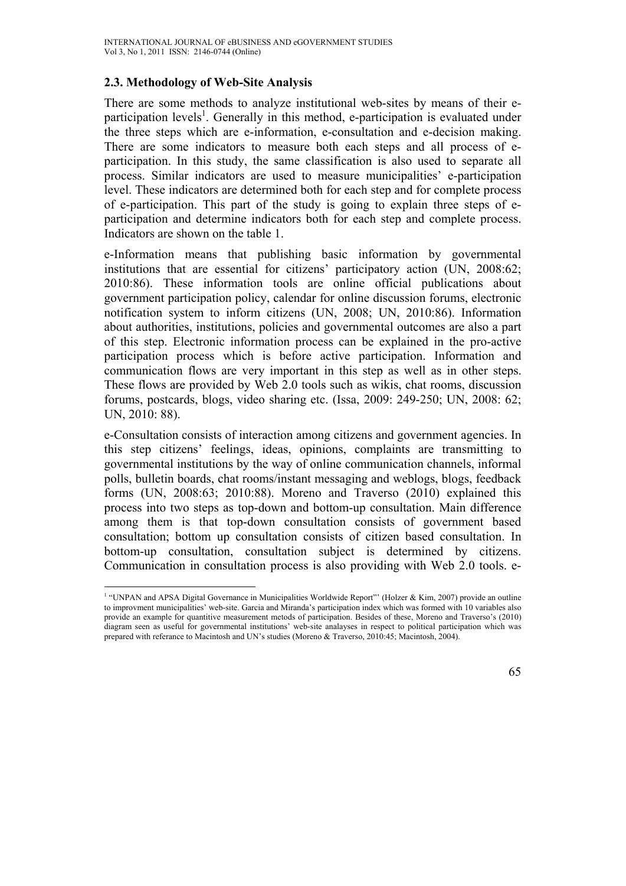## 2.3. Methodology of Web-Site Analysis

There are some methods to analyze institutional web-sites by means of their e-participation levels[1]. Generally in this method, e-participation is evaluated under the three steps which are e-information, e-consultation and e-decision making. There are some indicators to measure both each steps and all process of e-participation. In this study, the same classification is also used to separate all process. Similar indicators are used to measure municipalities' e-participation level. These indicators are determined both for each step and for complete process of e-participation. This part of the study is going to explain three steps of e-participation and determine indicators both for each step and complete process. Indicators are shown on the table 1.

e-Information means that publishing basic information by governmental institutions that are essential for citizens' participatory action (UN, 2008:62; 2010:86). These information tools are online official publications about government participation policy, calendar for online discussion forums, electronic notification system to inform citizens (UN, 2008; UN, 2010:86). Information about authorities, institutions, policies and governmental outcomes are also a part of this step. Electronic information process can be explained in the pro-active participation process which is before active participation. Information and communication flows are very important in this step as well as in other steps. These flows are provided by Web 2.0 tools such as wikis, chat rooms, discussion forums, postcards, blogs, video sharing etc. (Issa, 2009: 249-250; UN, 2008: 62; UN, 2010: 88).

e-Consultation consists of interaction among citizens and government agencies. In this step citizens' feelings, ideas, opinions, complaints are transmitting to governmental institutions by the way of online communication channels, informal polls, bulletin boards, chat rooms/instant messaging and weblogs, blogs, feedback forms (UN, 2008:63; 2010:88). Moreno and Traverso (2010) explained this process into two steps as top-down and bottom-up consultation. Main difference among them is that top-down consultation consists of government based consultation; bottom up consultation consists of citizen based consultation. In bottom-up consultation, consultation subject is determined by citizens. Communication in consultation process is also providing with Web 2.0 tools. e-

[1] "UNPAN and APSA Digital Governance in Municipalities Worldwide Report"' (Holzer & Kim, 2007) provide an outline to improvment municipalities' web-site. Garcia and Miranda's participation index which was formed with 10 variables also provide an example for quantitive measurement metods of participation. Besides of these, Moreno and Traverso's (2010) diagram seen as useful for governmental institutions' web-site analayses in respect to political participation which was prepared with referance to Macintosh and UN's studies (Moreno & Traverso, 2010:45; Macintosh, 2004).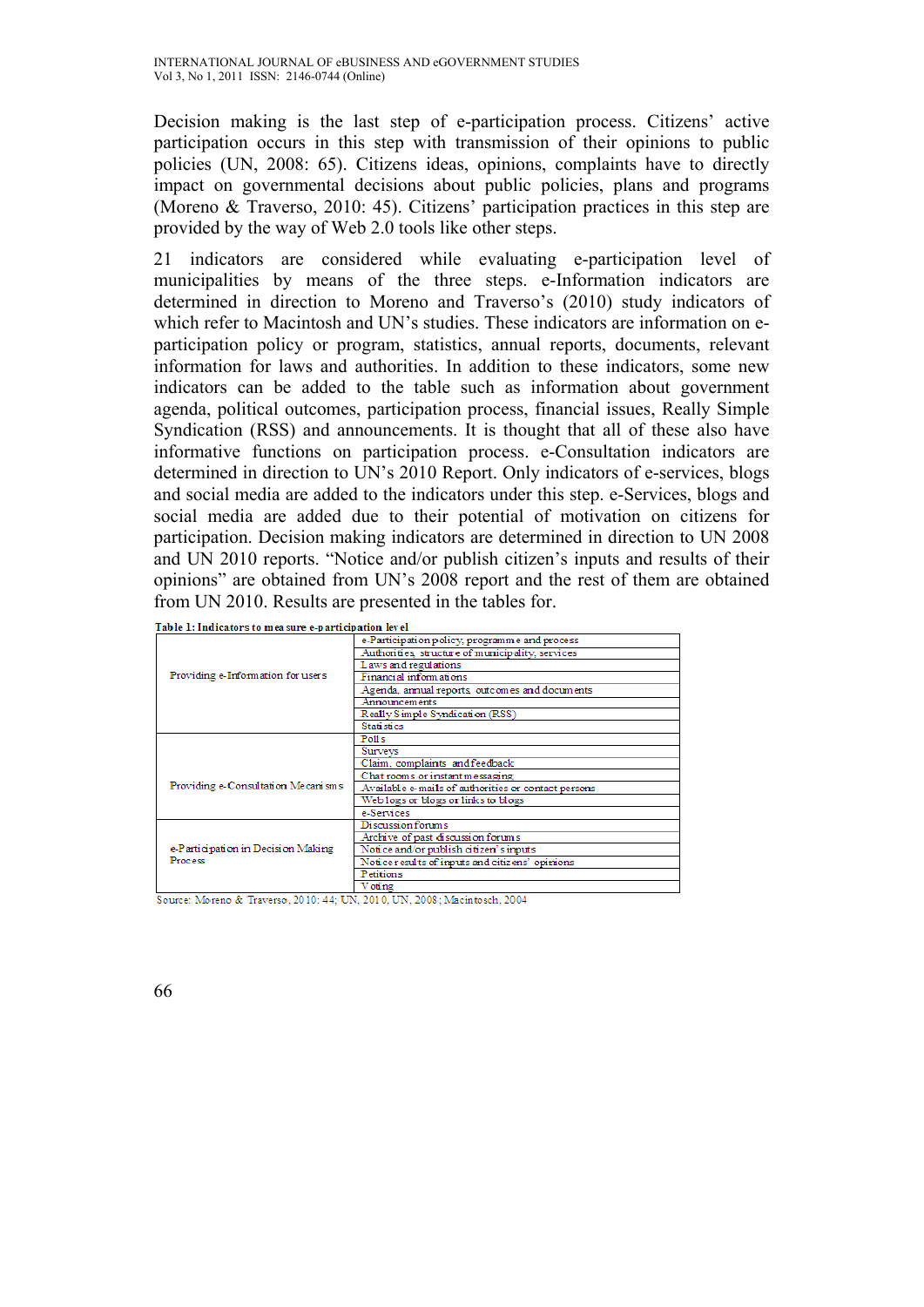Decision making is the last step of e-participation process. Citizens' active participation occurs in this step with transmission of their opinions to public policies (UN, 2008: 65). Citizens ideas, opinions, complaints have to directly impact on governmental decisions about public policies, plans and programs (Moreno & Traverso, 2010: 45). Citizens' participation practices in this step are provided by the way of Web 2.0 tools like other steps.

21 indicators are considered while evaluating e-participation level of municipalities by means of the three steps. e-Information indicators are determined in direction to Moreno and Traverso's (2010) study indicators of which refer to Macintosh and UN's studies. These indicators are information on e-participation policy or program, statistics, annual reports, documents, relevant information for laws and authorities. In addition to these indicators, some new indicators can be added to the table such as information about government agenda, political outcomes, participation process, financial issues, Really Simple Syndication (RSS) and announcements. It is thought that all of these also have informative functions on participation process. e-Consultation indicators are determined in direction to UN's 2010 Report. Only indicators of e-services, blogs and social media are added to the indicators under this step. e-Services, blogs and social media are added due to their potential of motivation on citizens for participation. Decision making indicators are determined in direction to UN 2008 and UN 2010 reports. "Notice and/or publish citizen's inputs and results of their opinions" are obtained from UN's 2008 report and the rest of them are obtained from UN 2010. Results are presented in the tables for.

**Table 1: Indicators to measure e-participation level**

| | |
|---|---|
| Providing e-Information for users | e-Participation policy, programme and process |
| | Authorities, structure of municipality, services |
| | Laws and regulations |
| | Financial informations |
| | Agenda, annual reports, outcomes and documents |
| | Announcements |
| | Really Simple Syndication (RSS) |
| | Statistics |
| Providing e-Consultation Mecanisms | Polls |
| | Surveys |
| | Claim, complaints and feedback |
| | Chat rooms or instant messaging |
| | Available e-mails of authorities or contact persons |
| | Web logs or blogs or links to blogs |
| | e-Services |
| e-Participation in Decision Making Process | Discussion forums |
| | Archive of past discussion forums |
| | Notice and/or publish citizen's inputs |
| | Notice results of inputs and citizens' opinions |
| | Petitions |
| | Voting |

Source: Moreno & Traverso, 2010: 44; UN, 2010, UN, 2008; Macintosch, 2004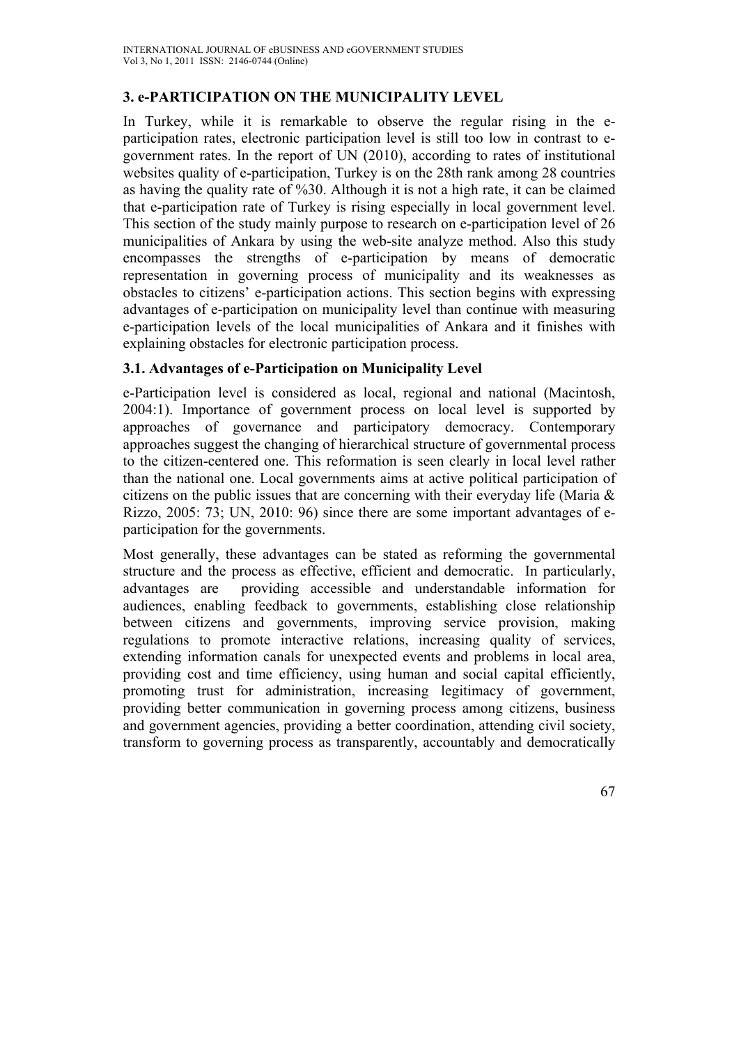## 3. e-PARTICIPATION ON THE MUNICIPALITY LEVEL

In Turkey, while it is remarkable to observe the regular rising in the e-participation rates, electronic participation level is still too low in contrast to e-government rates. In the report of UN (2010), according to rates of institutional websites quality of e-participation, Turkey is on the 28th rank among 28 countries as having the quality rate of %30. Although it is not a high rate, it can be claimed that e-participation rate of Turkey is rising especially in local government level. This section of the study mainly purpose to research on e-participation level of 26 municipalities of Ankara by using the web-site analyze method. Also this study encompasses the strengths of e-participation by means of democratic representation in governing process of municipality and its weaknesses as obstacles to citizens' e-participation actions. This section begins with expressing advantages of e-participation on municipality level than continue with measuring e-participation levels of the local municipalities of Ankara and it finishes with explaining obstacles for electronic participation process.

### 3.1. Advantages of e-Participation on Municipality Level

e-Participation level is considered as local, regional and national (Macintosh, 2004:1). Importance of government process on local level is supported by approaches of governance and participatory democracy. Contemporary approaches suggest the changing of hierarchical structure of governmental process to the citizen-centered one. This reformation is seen clearly in local level rather than the national one. Local governments aims at active political participation of citizens on the public issues that are concerning with their everyday life (Maria & Rizzo, 2005: 73; UN, 2010: 96) since there are some important advantages of e-participation for the governments.

Most generally, these advantages can be stated as reforming the governmental structure and the process as effective, efficient and democratic. In particularly, advantages are providing accessible and understandable information for audiences, enabling feedback to governments, establishing close relationship between citizens and governments, improving service provision, making regulations to promote interactive relations, increasing quality of services, extending information canals for unexpected events and problems in local area, providing cost and time efficiency, using human and social capital efficiently, promoting trust for administration, increasing legitimacy of government, providing better communication in governing process among citizens, business and government agencies, providing a better coordination, attending civil society, transform to governing process as transparently, accountably and democratically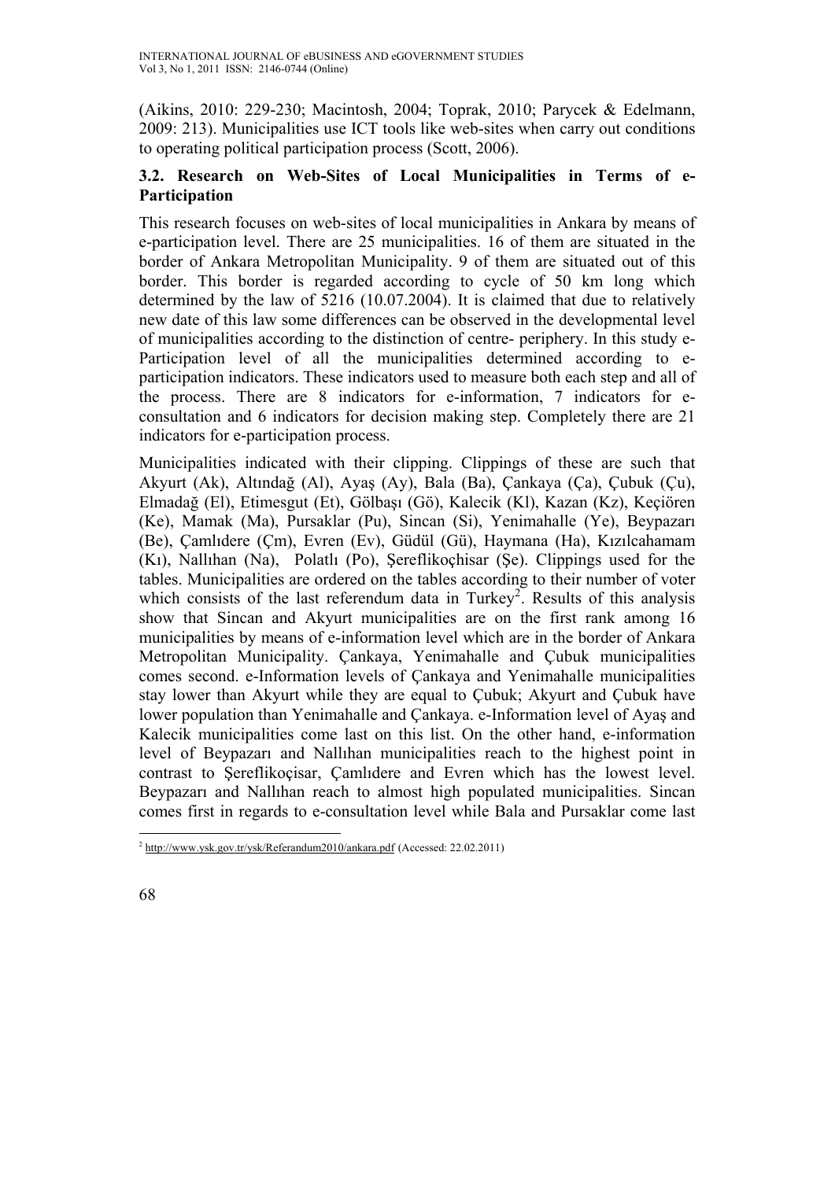(Aikins, 2010: 229-230; Macintosh, 2004; Toprak, 2010; Parycek & Edelmann, 2009: 213). Municipalities use ICT tools like web-sites when carry out conditions to operating political participation process (Scott, 2006).

### 3.2. Research on Web-Sites of Local Municipalities in Terms of e-Participation

This research focuses on web-sites of local municipalities in Ankara by means of e-participation level. There are 25 municipalities. 16 of them are situated in the border of Ankara Metropolitan Municipality. 9 of them are situated out of this border. This border is regarded according to cycle of 50 km long which determined by the law of 5216 (10.07.2004). It is claimed that due to relatively new date of this law some differences can be observed in the developmental level of municipalities according to the distinction of centre- periphery. In this study e-Participation level of all the municipalities determined according to e-participation indicators. These indicators used to measure both each step and all of the process. There are 8 indicators for e-information, 7 indicators for e-consultation and 6 indicators for decision making step. Completely there are 21 indicators for e-participation process.

Municipalities indicated with their clipping. Clippings of these are such that Akyurt (Ak), Altındağ (Al), Ayaş (Ay), Bala (Ba), Çankaya (Ça), Çubuk (Çu), Elmadağ (El), Etimesgut (Et), Gölbaşı (Gö), Kalecik (Kl), Kazan (Kz), Keçiören (Ke), Mamak (Ma), Pursaklar (Pu), Sincan (Si), Yenimahalle (Ye), Beypazarı (Be), Çamlıdere (Çm), Evren (Ev), Güdül (Gü), Haymana (Ha), Kızılcahamam (Kı), Nallıhan (Na), Polatlı (Po), Şereflikoçhisar (Şe). Clippings used for the tables. Municipalities are ordered on the tables according to their number of voter which consists of the last referendum data in Turkey[2]. Results of this analysis show that Sincan and Akyurt municipalities are on the first rank among 16 municipalities by means of e-information level which are in the border of Ankara Metropolitan Municipality. Çankaya, Yenimahalle and Çubuk municipalities comes second. e-Information levels of Çankaya and Yenimahalle municipalities stay lower than Akyurt while they are equal to Çubuk; Akyurt and Çubuk have lower population than Yenimahalle and Çankaya. e-Information level of Ayaş and Kalecik municipalities come last on this list. On the other hand, e-information level of Beypazarı and Nallıhan municipalities reach to the highest point in contrast to Şereflikoçisar, Çamlıdere and Evren which has the lowest level. Beypazarı and Nallıhan reach to almost high populated municipalities. Sincan comes first in regards to e-consultation level while Bala and Pursaklar come last

[2] http://www.ysk.gov.tr/ysk/Referandum2010/ankara.pdf (Accessed: 22.02.2011)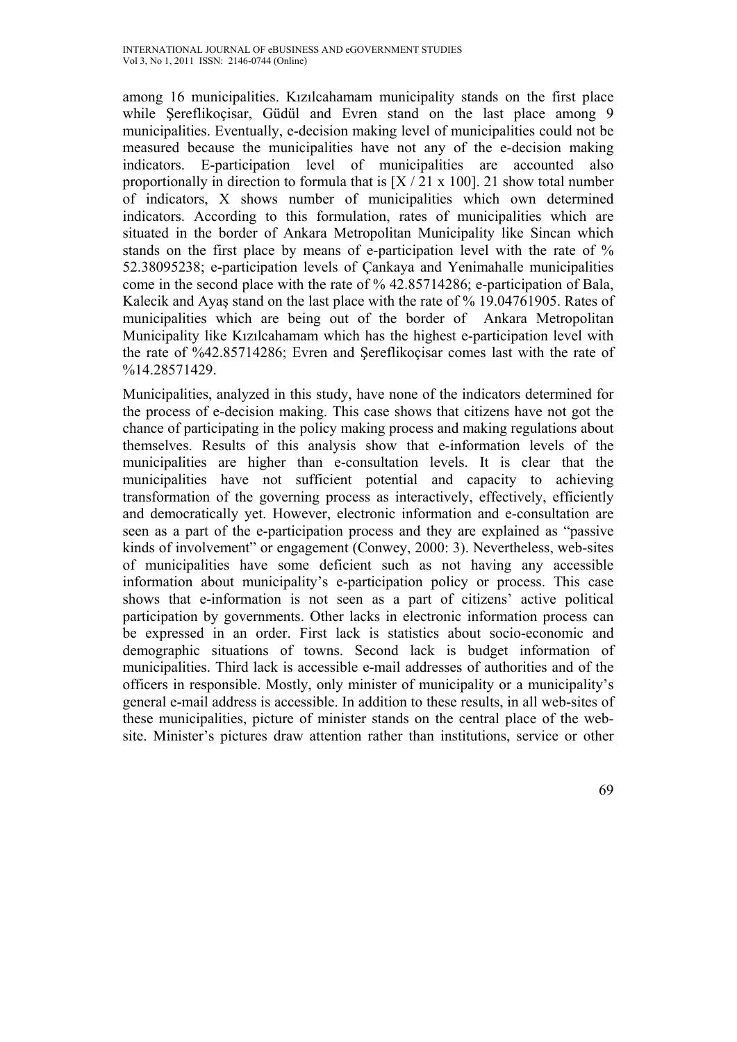among 16 municipalities. Kızılcahamam municipality stands on the first place while Şereflikoçisar, Güdül and Evren stand on the last place among 9 municipalities. Eventually, e-decision making level of municipalities could not be measured because the municipalities have not any of the e-decision making indicators. E-participation level of municipalities are accounted also proportionally in direction to formula that is $[X / 21 \times 100]$. 21 show total number of indicators, X shows number of municipalities which own determined indicators. According to this formulation, rates of municipalities which are situated in the border of Ankara Metropolitan Municipality like Sincan which stands on the first place by means of e-participation level with the rate of % 52.38095238; e-participation levels of Çankaya and Yenimahalle municipalities come in the second place with the rate of % 42.85714286; e-participation of Bala, Kalecik and Ayaş stand on the last place with the rate of % 19.04761905. Rates of municipalities which are being out of the border of Ankara Metropolitan Municipality like Kızılcahamam which has the highest e-participation level with the rate of %42.85714286; Evren and Şereflikoçisar comes last with the rate of %14.28571429.

Municipalities, analyzed in this study, have none of the indicators determined for the process of e-decision making. This case shows that citizens have not got the chance of participating in the policy making process and making regulations about themselves. Results of this analysis show that e-information levels of the municipalities are higher than e-consultation levels. It is clear that the municipalities have not sufficient potential and capacity to achieving transformation of the governing process as interactively, effectively, efficiently and democratically yet. However, electronic information and e-consultation are seen as a part of the e-participation process and they are explained as "passive kinds of involvement" or engagement (Conwey, 2000: 3). Nevertheless, web-sites of municipalities have some deficient such as not having any accessible information about municipality's e-participation policy or process. This case shows that e-information is not seen as a part of citizens' active political participation by governments. Other lacks in electronic information process can be expressed in an order. First lack is statistics about socio-economic and demographic situations of towns. Second lack is budget information of municipalities. Third lack is accessible e-mail addresses of authorities and of the officers in responsible. Mostly, only minister of municipality or a municipality's general e-mail address is accessible. In addition to these results, in all web-sites of these municipalities, picture of minister stands on the central place of the web-site. Minister's pictures draw attention rather than institutions, service or other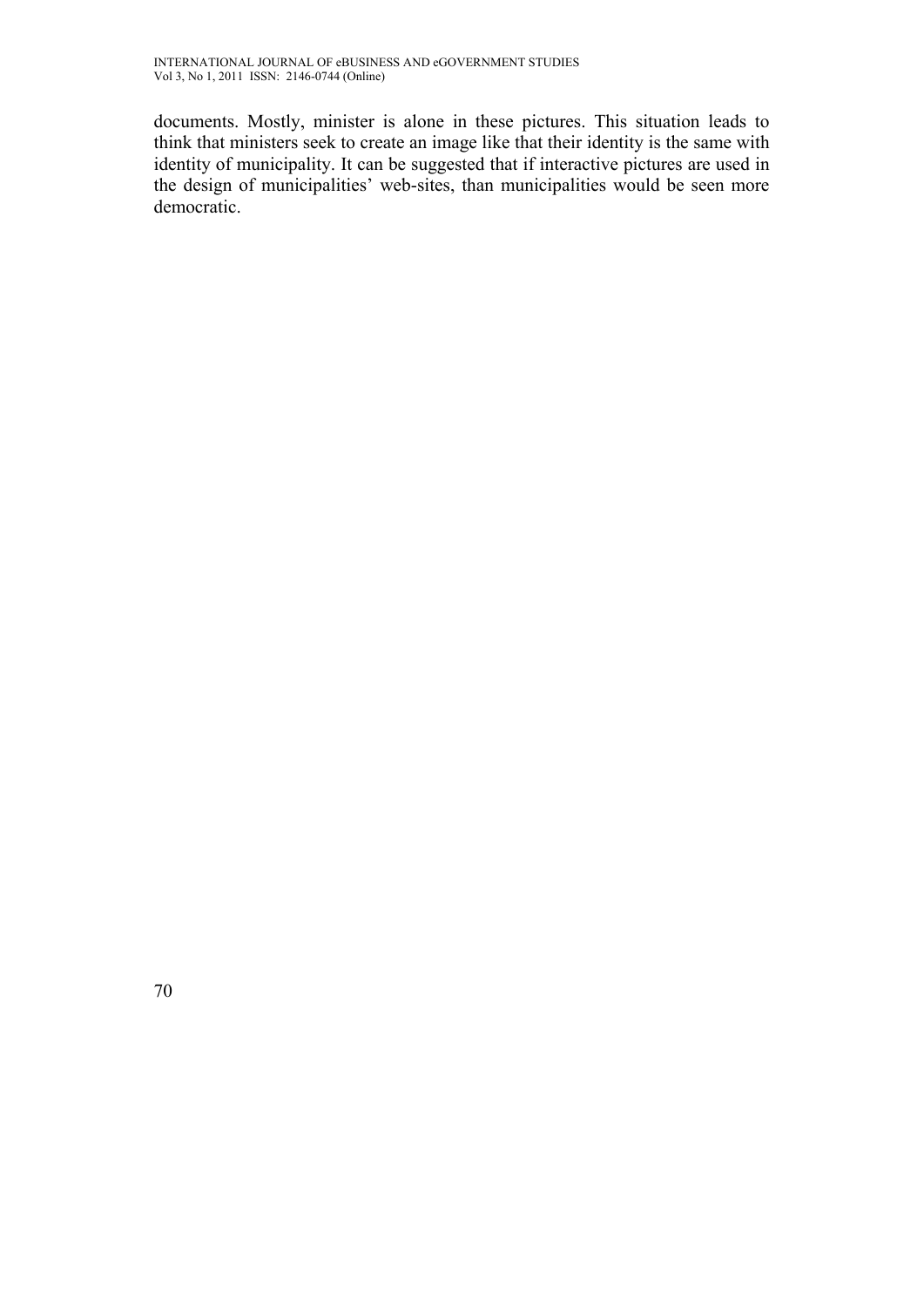documents. Mostly, minister is alone in these pictures. This situation leads to think that ministers seek to create an image like that their identity is the same with identity of municipality. It can be suggested that if interactive pictures are used in the design of municipalities' web-sites, than municipalities would be seen more democratic.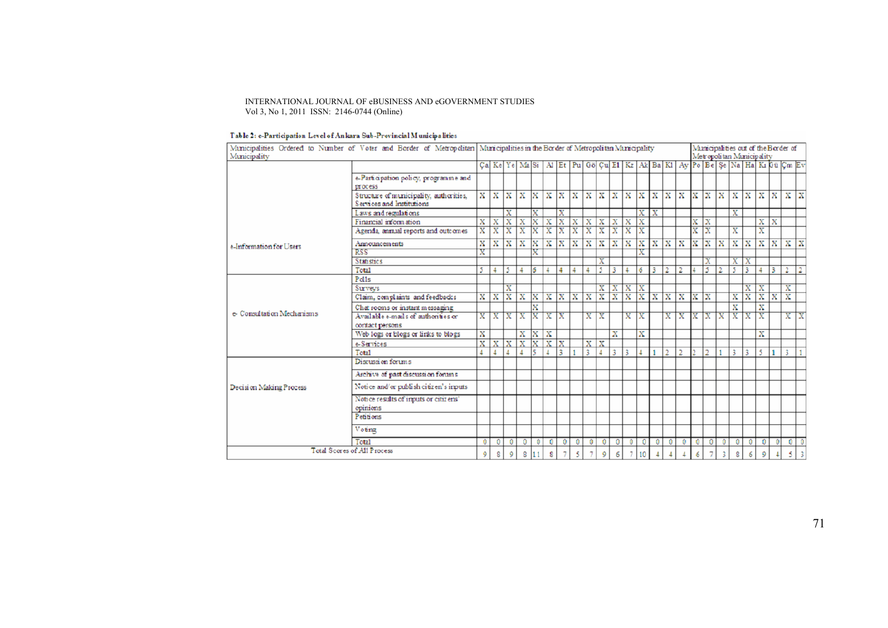**Table 2: e-Participation Level of Ankara Sub-Provincial Municipalities**

| Municipalities Ordered to Number of Voter and Border of Metropolitan Municipality | | Municipalities in the Border of Metropolitan Municipality | | | | | | | | | | | | | | | | Municipalities out of the Border of Metropolitan Municipality | | | | | | | | |
|---|---|---|---|---|---|---|---|---|---|---|---|---|---|---|---|---|---|---|---|---|---|---|---|---|---|---|
| | | Ça | Ke | Ye | Ma | Si | Al | Et | Pu | Gö | Çu | El | Kz | Ak | Ba | Kl | Ay | Po | Be | Şe | Na | Ha | Kı | Gü | Çm | Ev |
| e-Information for Users | e-Participation policy, programme and process | | | | | | | | | | | | | | | | | | | | | | | | | |
| | Structure of municipality, authorities, Services and Institutions | X | X | X | X | X | X | X | X | X | X | X | X | X | X | X | X | X | X | X | X | X | X | X | X | X |
| | Laws and regulations | | | X | | X | | X | | | | | | X | X | | | | | | X | | | | | |
| | Financial information | X | X | X | X | X | X | X | X | X | X | X | X | X | | | | X | X | | | | X | X | | |
| | Agenda, annual reports and outcomes | X | X | X | X | X | X | X | X | X | X | X | X | X | | | | X | X | | X | | X | | | |
| | Announcements | X | X | X | X | X | X | X | X | X | X | X | X | X | X | X | X | X | X | X | X | X | X | X | X | X |
| | RSS | X | | | | X | | | | | | | | X | | | | | | | | | | | | |
| | Statistics | | | | | | | | | | X | | | | | | | | X | | X | X | | | | |
| | Total | 5 | 4 | 5 | 4 | 6 | 4 | 4 | 4 | 4 | 5 | 3 | 4 | 6 | 3 | 2 | 2 | 4 | 5 | 2 | 5 | 3 | 4 | 3 | 2 | 2 |
| e- Consultation Mechanisms | Polls | | | | | | | | | | | | | | | | | | | | | | | | | |
| | Surveys | | | X | | | | | | | X | X | X | X | | | | | | | | X | X | | X | |
| | Claim, complaints and feedbacks | X | X | X | X | X | X | X | X | X | X | X | X | X | X | X | X | X | X | | X | X | X | X | X | |
| | Chat rooms or instant messaging | | | | | X | | | | | | | | | | | | | | | X | | X | | | |
| | Available e-mails of authorities or contact persons | X | X | X | X | X | X | X | | X | X | | X | X | | X | X | X | X | X | X | X | X | | X | X |
| | Web logs or blogs or links to blogs | X | | | X | X | X | | | | | X | | X | | | | | | | | | X | | | |
| | e-Services | X | X | X | X | X | X | X | | X | X | | | | | | | | | | | | | | | |
| | Total | 4 | 4 | 4 | 4 | 5 | 4 | 3 | 1 | 3 | 4 | 3 | 3 | 4 | 1 | 2 | 2 | 2 | 2 | 1 | 3 | 3 | 5 | 1 | 3 | 1 |
| Decision Making Process | Discussion forums | | | | | | | | | | | | | | | | | | | | | | | | | |
| | Archive of past discussion forums | | | | | | | | | | | | | | | | | | | | | | | | | |
| | Notice and/or publish citizen's inputs | | | | | | | | | | | | | | | | | | | | | | | | | |
| | Notice results of inputs or citizens' opinions | | | | | | | | | | | | | | | | | | | | | | | | | |
| | Petitions | | | | | | | | | | | | | | | | | | | | | | | | | |
| | Voting | | | | | | | | | | | | | | | | | | | | | | | | | |
| | Total | 0 | 0 | 0 | 0 | 0 | 0 | 0 | 0 | 0 | 0 | 0 | 0 | 0 | 0 | 0 | 0 | 0 | 0 | 0 | 0 | 0 | 0 | 0 | 0 | 0 |
| Total Scores of All Process | | 9 | 8 | 9 | 8 | 11 | 8 | 7 | 5 | 7 | 9 | 6 | 7 | 10 | 4 | 4 | 4 | 6 | 7 | 3 | 8 | 6 | 9 | 4 | 5 | 3 |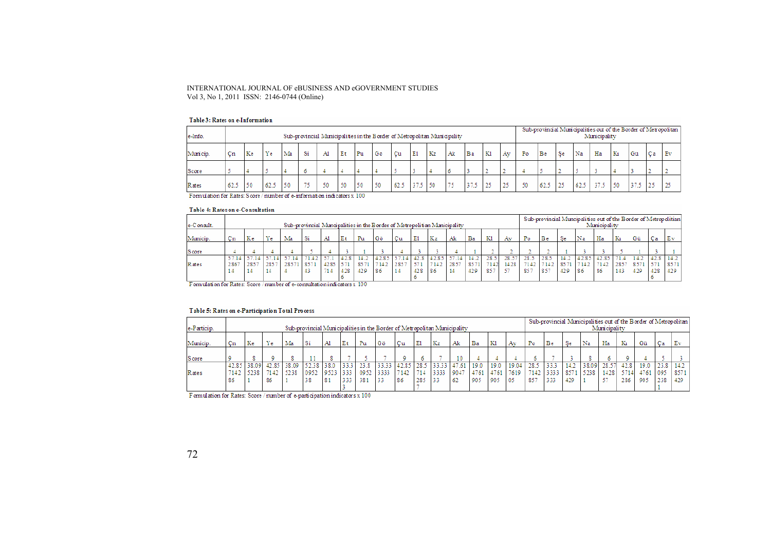**Table 3: Rates on e-Information**

| e-Info. | Sub-provincial Municipalities in the Border of Metropolitan Municipality | | | | | | | | | | | | | | | | Sub-provincial Municipalities out of the Border of Metropolitan Municipality | | | | | | | | |
|---|---|---|---|---|---|---|---|---|---|---|---|---|---|---|---|---|---|---|---|---|---|---|---|---|---|
| Municip. | Çn | Ke | Ye | Ma | Si | Al | Et | Pu | Gö | Çu | El | Kz | Ak | Ba | Kl | Ay | Po | Be | Şe | Na | Ha | Ku | Gü | Ça | Ev |
| Score | 5 | 4 | 5 | 4 | 6 | 4 | 4 | 4 | 4 | 5 | 3 | 4 | 6 | 3 | 2 | 2 | 4 | 5 | 2 | 5 | 3 | 4 | 3 | 2 | 2 |
| Rates | 62.5 | 50 | 62.5 | 50 | 75 | 50 | 50 | 50 | 50 | 62.5 | 37.5 | 50 | 75 | 37.5 | 25 | 25 | 50 | 62.5 | 25 | 62.5 | 37.5 | 50 | 37.5 | 25 | 25 |

Formulation for Rates: Score / number of e-information indicators x 100

**Table 4: Rates on e-Consultation**

| e-Consult. | Sub-provincial Municipalities in the Border of Metropolitan Municipality | | | | | | | | | | | | | | | | Sub-provincial Municipalities out of the Border of Metropolitan Municipality | | | | | | | | |
|---|---|---|---|---|---|---|---|---|---|---|---|---|---|---|---|---|---|---|---|---|---|---|---|---|---|
| Municip. | Çn | Ke | Ye | Ma | Si | Al | Et | Pu | Gö | Çu | El | Kz | Ak | Ba | Kl | Ay | Po | Be | Şe | Na | Ha | Ku | Gü | Ça | Ev |
| Score | 4 | 4 | 4 | 4 | 5 | 4 | 3 | 1 | 3 | 4 | 3 | 3 | 4 | 1 | 2 | 2 | 2 | 2 | 1 | 3 | 3 | 5 | 1 | 3 | 1 |
| Rates | 57.14 2857 14 | 57.14 2857 14 | 57.14 2857 14 | 57.14 28571 4 | 71.42 8571 43 | 57.1 4285 714 | 42.8 571 428 6 | 14.2 8571 429 | 42.85 7142 86 | 57.14 2857 14 | 42.8 571 428 6 | 42.85 7142 86 | 57.14 2857 14 | 14.2 8571 429 | 28.5 7142 857 | 28.57 1428 57 | 28.5 7142 857 | 28.5 7142 857 | 14.2 8571 429 | 42.85 7142 86 | 42.85 7142 86 | 71.4 2857 143 | 14.2 8571 429 | 42.8 571 428 6 | 14.2 8571 429 |

Formulation for Rates: Score / number of e-consultation indicators x 100

**Table 5: Rates on e-Participation Total Process**

| e-Particip. | Sub-provincial Municipalities in the Border of Metropolitan Municipality | | | | | | | | | | | | | | | | Sub-provincial Municipalities out of the Border of Metropolitan Municipality | | | | | | | | |
|---|---|---|---|---|---|---|---|---|---|---|---|---|---|---|---|---|---|---|---|---|---|---|---|---|---|
| Municip. | Çn | Ke | Ye | Ma | Si | Al | Et | Pu | Gö | Çu | El | Kz | Ak | Ba | Kl | Ay | Po | Be | Şe | Na | Ha | Ku | Gü | Ça | Ev |
| Score | 9 | 8 | 9 | 8 | 11 | 8 | 7 | 5 | 7 | 9 | 6 | 7 | 10 | 4 | 4 | 4 | 6 | 7 | 3 | 8 | 6 | 9 | 4 | 5 | 3 |
| Rates | 42.85 7142 86 | 38.09 5238 1 | 42.85 7142 86 | 38.09 5238 1 | 52.38 0952 38 | 38.0 9523 81 | 33.3 333 333 3 | 23.8 0952 381 | 33.33 3333 33 | 42.85 7142 86 | 28.5 714 285 7 | 33.33 3333 33 | 47.61 9047 62 | 19.0 4761 905 | 19.0 4761 905 | 19.04 7619 05 | 28.5 7142 857 | 33.3 3333 333 | 14.2 8571 429 | 38.09 5238 1 | 28.57 1428 57 | 42.8 5714 286 | 19.0 4761 905 | 23.8 095 238 1 | 14.2 8571 429 |

Formulation for Rates: Score / number of e-participation indicators x 100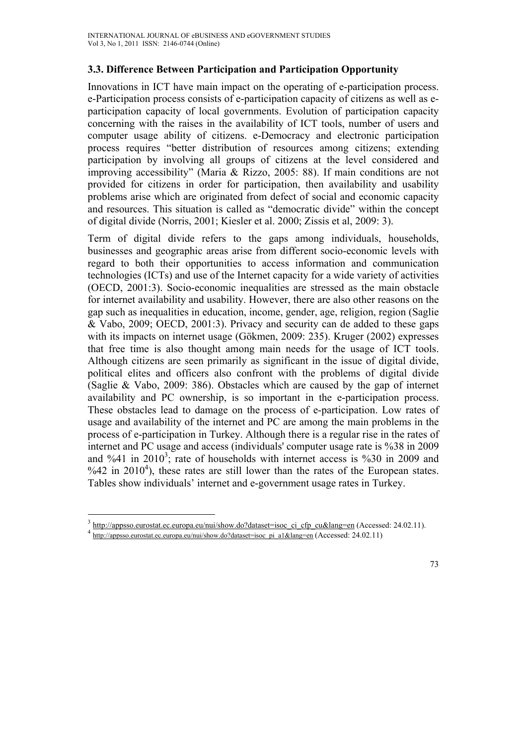### 3.3. Difference Between Participation and Participation Opportunity

Innovations in ICT have main impact on the operating of e-participation process. e-Participation process consists of e-participation capacity of citizens as well as e-participation capacity of local governments. Evolution of participation capacity concerning with the raises in the availability of ICT tools, number of users and computer usage ability of citizens. e-Democracy and electronic participation process requires "better distribution of resources among citizens; extending participation by involving all groups of citizens at the level considered and improving accessibility" (Maria & Rizzo, 2005: 88). If main conditions are not provided for citizens in order for participation, then availability and usability problems arise which are originated from defect of social and economic capacity and resources. This situation is called as "democratic divide" within the concept of digital divide (Norris, 2001; Kiesler et al. 2000; Zissis et al, 2009: 3).

Term of digital divide refers to the gaps among individuals, households, businesses and geographic areas arise from different socio-economic levels with regard to both their opportunities to access information and communication technologies (ICTs) and use of the Internet capacity for a wide variety of activities (OECD, 2001:3). Socio-economic inequalities are stressed as the main obstacle for internet availability and usability. However, there are also other reasons on the gap such as inequalities in education, income, gender, age, religion, region (Saglie & Vabo, 2009; OECD, 2001:3). Privacy and security can de added to these gaps with its impacts on internet usage (Gökmen, 2009: 235). Kruger (2002) expresses that free time is also thought among main needs for the usage of ICT tools. Although citizens are seen primarily as significant in the issue of digital divide, political elites and officers also confront with the problems of digital divide (Saglie & Vabo, 2009: 386). Obstacles which are caused by the gap of internet availability and PC ownership, is so important in the e-participation process. These obstacles lead to damage on the process of e-participation. Low rates of usage and availability of the internet and PC are among the main problems in the process of e-participation in Turkey. Although there is a regular rise in the rates of internet and PC usage and access (individuals' computer usage rate is %38 in 2009 and %41 in 2010[3]; rate of households with internet access is %30 in 2009 and %42 in 2010[4]), these rates are still lower than the rates of the European states. Tables show individuals' internet and e-government usage rates in Turkey.

[3] http://appsso.eurostat.ec.europa.eu/nui/show.do?dataset=isoc_ci_cfp_cu&lang=en (Accessed: 24.02.11).

[4] http://appsso.eurostat.ec.europa.eu/nui/show.do?dataset=isoc_pi_a1&lang=en (Accessed: 24.02.11)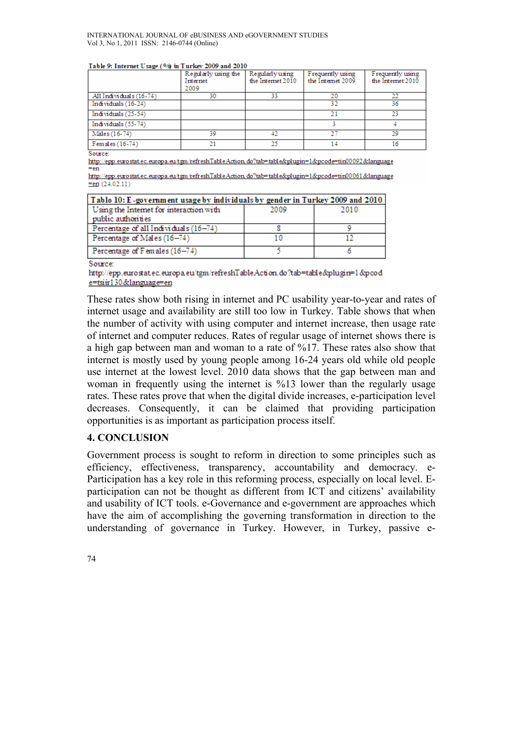**Table 9: Internet Usage (%) in Turkey 2009 and 2010**

| | Regularly using the Internet 2009 | Regularly using the Internet 2010 | Frequently using the Internet 2009 | Frequently using the Internet 2010 |
|---|---|---|---|---|
| All Individuals (16-74) | 30 | 33 | 20 | 22 |
| Individuals (16-24) | | | 32 | 36 |
| Individuals (25-54) | | | 21 | 23 |
| Individuals (55-74) | | | 3 | 4 |
| Males (16-74) | 39 | 42 | 27 | 29 |
| Females (16-74) | 21 | 25 | 14 | 16 |

Source:
http://epp.eurostat.ec.europa.eu/tgm/refreshTableAction.do?tab=table&plugin=1&pcode=tin00092&language=en
http://epp.eurostat.ec.europa.eu/tgm/refreshTableAction.do?tab=table&plugin=1&pcode=tin00061&language=en (24.02.11)

**Tablo 10: E-government usage by individuals by gender in Turkey 2009 and 2010**

| Using the Internet for interaction with public authorities | 2009 | 2010 |
|---|---|---|
| Percentage of all Individuals (16–74) | 8 | 9 |
| Percentage of Males (16–74) | 10 | 12 |
| Percentage of Females (16–74) | 5 | 6 |

Source:
http://epp.eurostat.ec.europa.eu/tgm/refreshTableAction.do?tab=table&plugin=1&pcode=tsiir130&language=en

These rates show both rising in internet and PC usability year-to-year and rates of internet usage and availability are still too low in Turkey. Table shows that when the number of activity with using computer and internet increase, then usage rate of internet and computer reduces. Rates of regular usage of internet shows there is a high gap between man and woman to a rate of %17. These rates also show that internet is mostly used by young people among 16-24 years old while old people use internet at the lowest level. 2010 data shows that the gap between man and woman in frequently using the internet is %13 lower than the regularly usage rates. These rates prove that when the digital divide increases, e-participation level decreases. Consequently, it can be claimed that providing participation opportunities is as important as participation process itself.

## 4. CONCLUSION

Government process is sought to reform in direction to some principles such as efficiency, effectiveness, transparency, accountability and democracy. e-Participation has a key role in this reforming process, especially on local level. E-participation can not be thought as different from ICT and citizens' availability and usability of ICT tools. e-Governance and e-government are approaches which have the aim of accomplishing the governing transformation in direction to the understanding of governance in Turkey. However, in Turkey, passive e-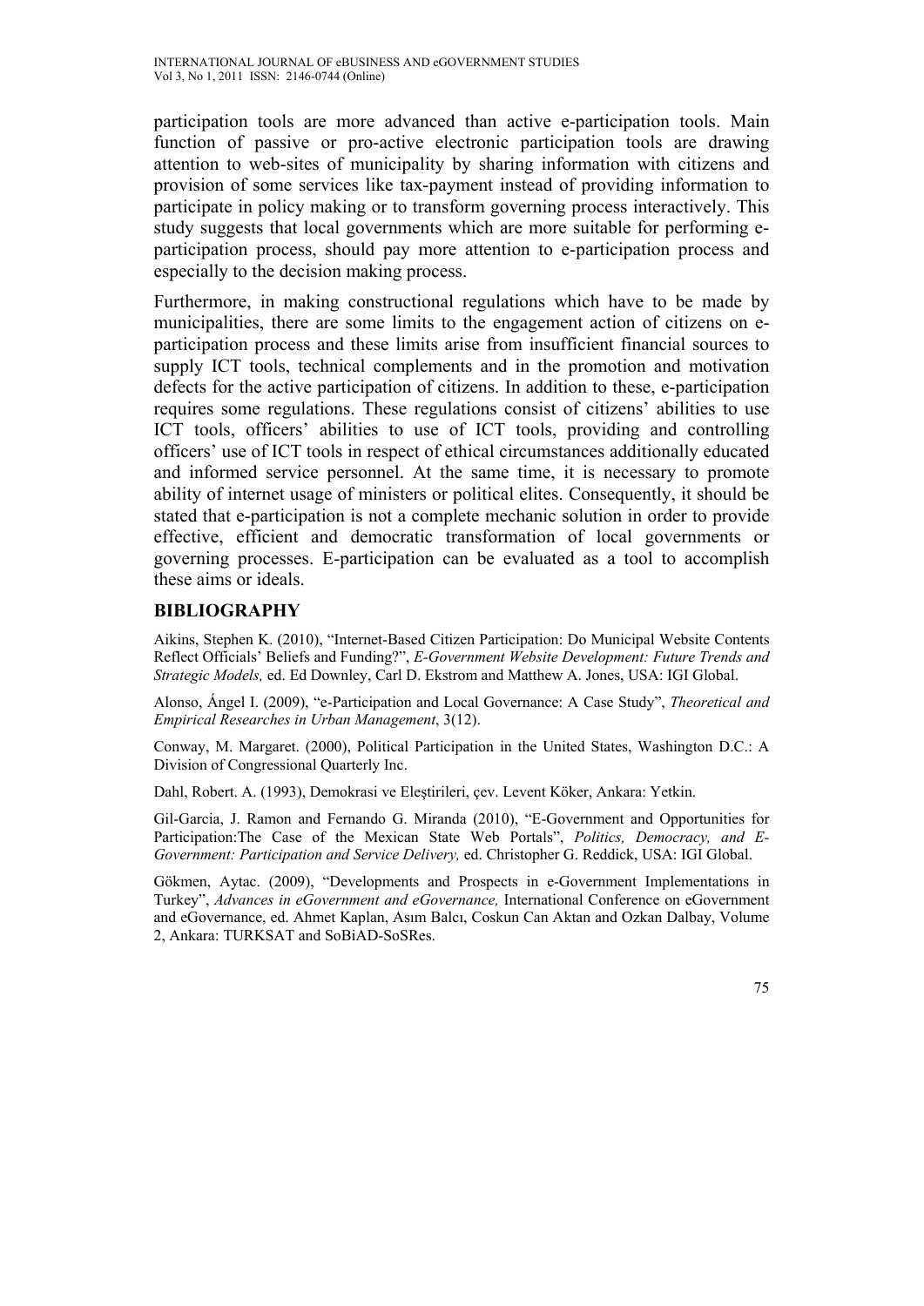participation tools are more advanced than active e-participation tools. Main function of passive or pro-active electronic participation tools are drawing attention to web-sites of municipality by sharing information with citizens and provision of some services like tax-payment instead of providing information to participate in policy making or to transform governing process interactively. This study suggests that local governments which are more suitable for performing e-participation process, should pay more attention to e-participation process and especially to the decision making process.

Furthermore, in making constructional regulations which have to be made by municipalities, there are some limits to the engagement action of citizens on e-participation process and these limits arise from insufficient financial sources to supply ICT tools, technical complements and in the promotion and motivation defects for the active participation of citizens. In addition to these, e-participation requires some regulations. These regulations consist of citizens' abilities to use ICT tools, officers' abilities to use of ICT tools, providing and controlling officers' use of ICT tools in respect of ethical circumstances additionally educated and informed service personnel. At the same time, it is necessary to promote ability of internet usage of ministers or political elites. Consequently, it should be stated that e-participation is not a complete mechanic solution in order to provide effective, efficient and democratic transformation of local governments or governing processes. E-participation can be evaluated as a tool to accomplish these aims or ideals.

## BIBLIOGRAPHY

Aikins, Stephen K. (2010), "Internet-Based Citizen Participation: Do Municipal Website Contents Reflect Officials' Beliefs and Funding?", *E-Government Website Development: Future Trends and Strategic Models,* ed. Ed Downley, Carl D. Ekstrom and Matthew A. Jones, USA: IGI Global.

Alonso, Ángel I. (2009), "e-Participation and Local Governance: A Case Study", *Theoretical and Empirical Researches in Urban Management*, 3(12).

Conway, M. Margaret. (2000), Political Participation in the United States, Washington D.C.: A Division of Congressional Quarterly Inc.

Dahl, Robert. A. (1993), Demokrasi ve Eleştirileri, çev. Levent Köker, Ankara: Yetkin.

Gil-Garcia, J. Ramon and Fernando G. Miranda (2010), "E-Government and Opportunities for Participation:The Case of the Mexican State Web Portals", *Politics, Democracy, and E-Government: Participation and Service Delivery,* ed. Christopher G. Reddick, USA: IGI Global.

Gökmen, Aytac. (2009), "Developments and Prospects in e-Government Implementations in Turkey", *Advances in eGovernment and eGovernance,* International Conference on eGovernment and eGovernance, ed. Ahmet Kaplan, Asım Balcı, Coskun Can Aktan and Ozkan Dalbay, Volume 2, Ankara: TURKSAT and SoBiAD-SoSRes.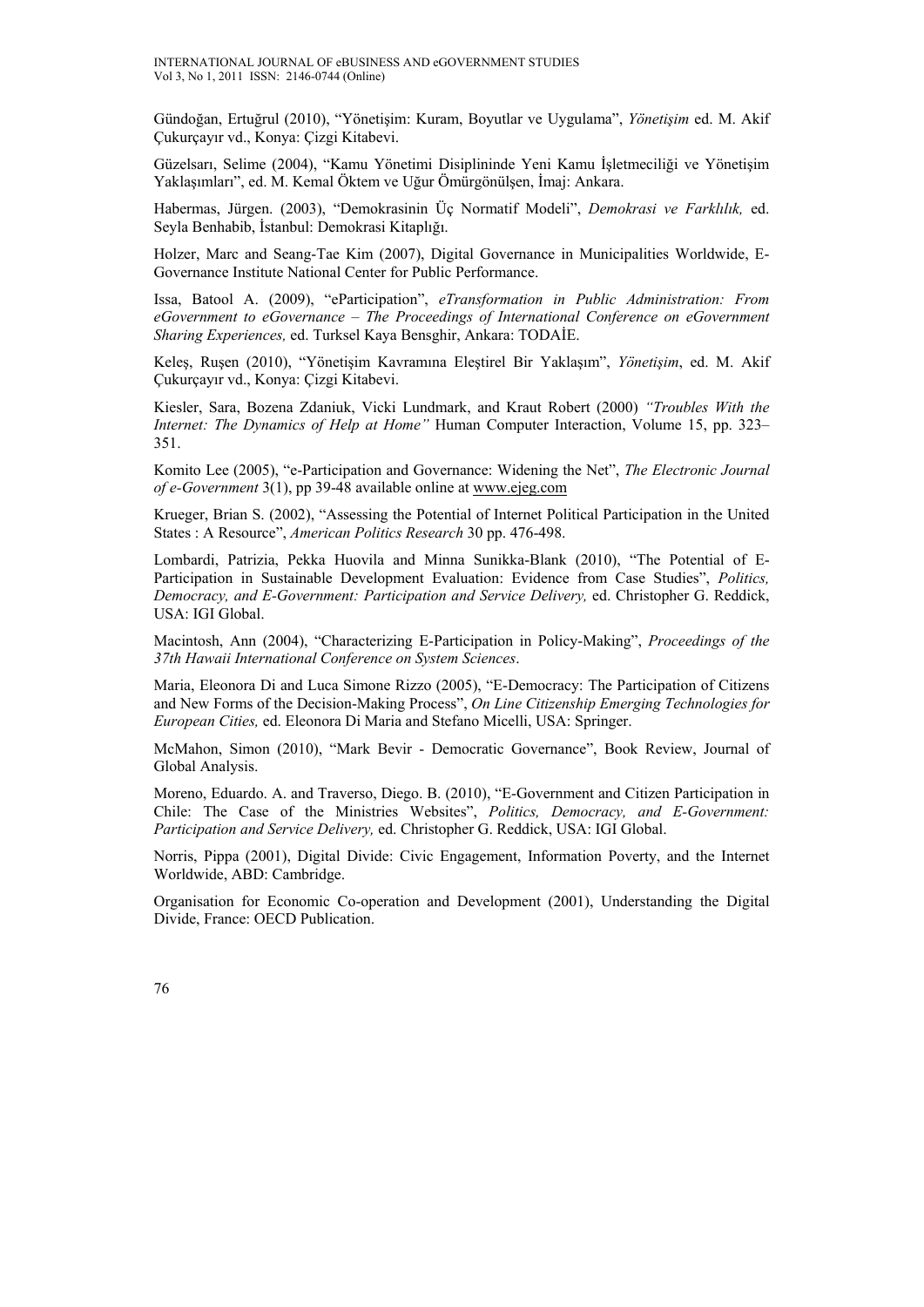Gündoğan, Ertuğrul (2010), "Yönetişim: Kuram, Boyutlar ve Uygulama", *Yönetişim* ed. M. Akif Çukurçayır vd., Konya: Çizgi Kitabevi.

Güzelsarı, Selime (2004), "Kamu Yönetimi Disiplininde Yeni Kamu İşletmeciliği ve Yönetişim Yaklaşımları", ed. M. Kemal Öktem ve Uğur Ömürgönülşen, İmaj: Ankara.

Habermas, Jürgen. (2003), "Demokrasinin Üç Normatif Modeli", *Demokrasi ve Farklılık,* ed. Seyla Benhabib, İstanbul: Demokrasi Kitaplığı.

Holzer, Marc and Seang-Tae Kim (2007), Digital Governance in Municipalities Worldwide, E-Governance Institute National Center for Public Performance.

Issa, Batool A. (2009), "eParticipation", *eTransformation in Public Administration: From eGovernment to eGovernance – The Proceedings of International Conference on eGovernment Sharing Experiences,* ed. Turksel Kaya Bensghir, Ankara: TODAİE.

Keleş, Ruşen (2010), "Yönetişim Kavramına Eleştirel Bir Yaklaşım", *Yönetişim*, ed. M. Akif Çukurçayır vd., Konya: Çizgi Kitabevi.

Kiesler, Sara, Bozena Zdaniuk, Vicki Lundmark, and Kraut Robert (2000) *"Troubles With the Internet: The Dynamics of Help at Home"* Human Computer Interaction, Volume 15, pp. 323–351.

Komito Lee (2005), "e-Participation and Governance: Widening the Net", *The Electronic Journal of e-Government* 3(1), pp 39-48 available online at www.ejeg.com

Krueger, Brian S. (2002), "Assessing the Potential of Internet Political Participation in the United States : A Resource", *American Politics Research* 30 pp. 476-498.

Lombardi, Patrizia, Pekka Huovila and Minna Sunikka-Blank (2010), "The Potential of E-Participation in Sustainable Development Evaluation: Evidence from Case Studies", *Politics, Democracy, and E-Government: Participation and Service Delivery,* ed. Christopher G. Reddick, USA: IGI Global.

Macintosh, Ann (2004), "Characterizing E-Participation in Policy-Making", *Proceedings of the 37th Hawaii International Conference on System Sciences*.

Maria, Eleonora Di and Luca Simone Rizzo (2005), "E-Democracy: The Participation of Citizens and New Forms of the Decision-Making Process", *On Line Citizenship Emerging Technologies for European Cities,* ed. Eleonora Di Maria and Stefano Micelli, USA: Springer.

McMahon, Simon (2010), "Mark Bevir - Democratic Governance", Book Review, Journal of Global Analysis.

Moreno, Eduardo. A. and Traverso, Diego. B. (2010), "E-Government and Citizen Participation in Chile: The Case of the Ministries Websites", *Politics, Democracy, and E-Government: Participation and Service Delivery,* ed. Christopher G. Reddick, USA: IGI Global.

Norris, Pippa (2001), Digital Divide: Civic Engagement, Information Poverty, and the Internet Worldwide, ABD: Cambridge.

Organisation for Economic Co-operation and Development (2001), Understanding the Digital Divide, France: OECD Publication.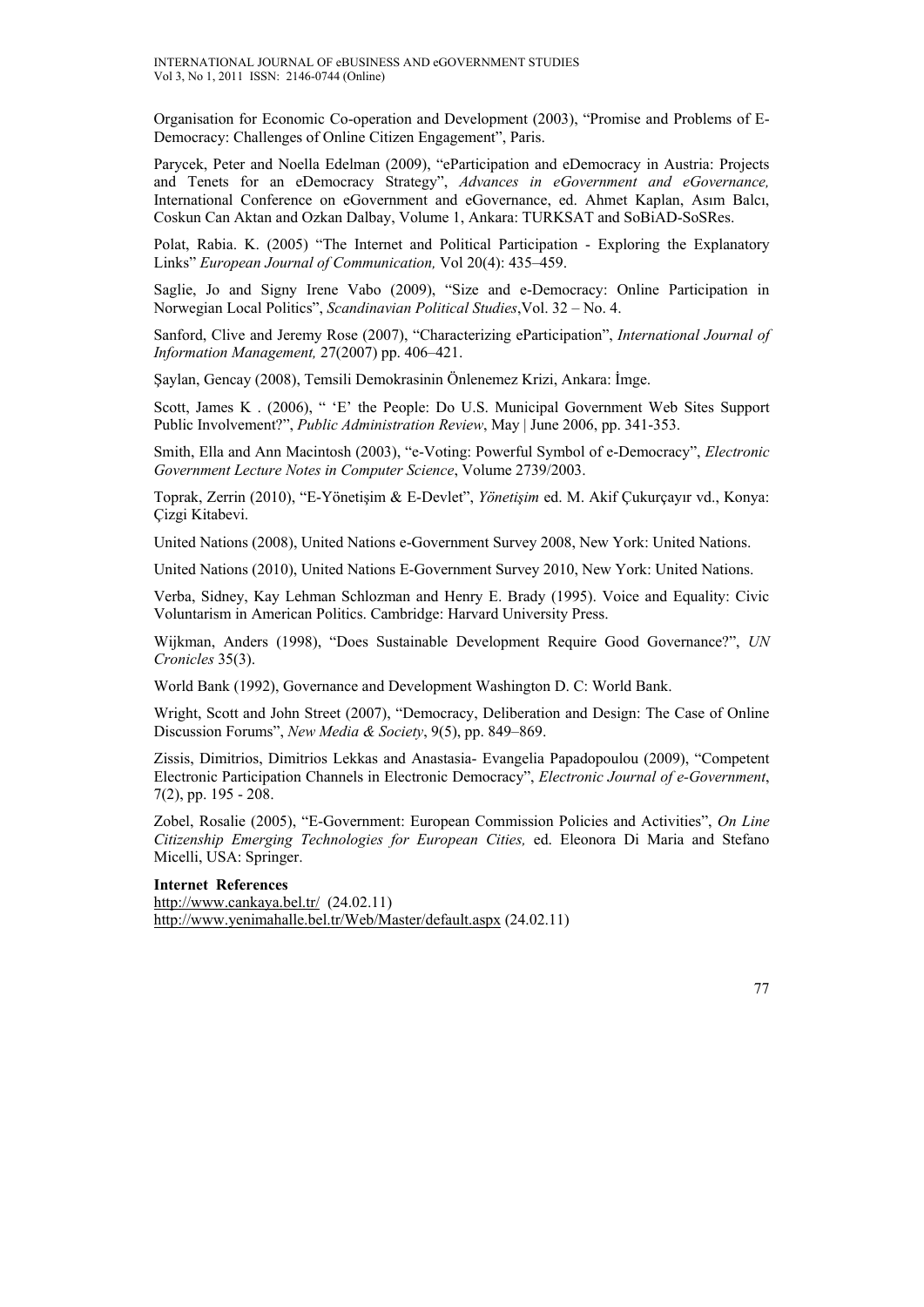Organisation for Economic Co-operation and Development (2003), “Promise and Problems of E-Democracy: Challenges of Online Citizen Engagement”, Paris.

Parycek, Peter and Noella Edelman (2009), “eParticipation and eDemocracy in Austria: Projects and Tenets for an eDemocracy Strategy”, *Advances in eGovernment and eGovernance,* International Conference on eGovernment and eGovernance, ed. Ahmet Kaplan, Asım Balcı, Coskun Can Aktan and Ozkan Dalbay, Volume 1, Ankara: TURKSAT and SoBiAD-SoSRes.

Polat, Rabia. K. (2005) “The Internet and Political Participation - Exploring the Explanatory Links” *European Journal of Communication,* Vol 20(4): 435–459.

Saglie, Jo and Signy Irene Vabo (2009), “Size and e-Democracy: Online Participation in Norwegian Local Politics”, *Scandinavian Political Studies*,Vol. 32 – No. 4.

Sanford, Clive and Jeremy Rose (2007), “Characterizing eParticipation”, *International Journal of Information Management,* 27(2007) pp. 406–421.

Şaylan, Gencay (2008), Temsili Demokrasinin Önlenemez Krizi, Ankara: İmge.

Scott, James K . (2006), “ ‘E’ the People: Do U.S. Municipal Government Web Sites Support Public Involvement?”, *Public Administration Review*, May | June 2006, pp. 341-353.

Smith, Ella and Ann Macintosh (2003), “e-Voting: Powerful Symbol of e-Democracy”, *Electronic Government Lecture Notes in Computer Science*, Volume 2739/2003.

Toprak, Zerrin (2010), “E-Yönetişim & E-Devlet”, *Yönetişim* ed. M. Akif Çukurçayır vd., Konya: Çizgi Kitabevi.

United Nations (2008), United Nations e-Government Survey 2008, New York: United Nations.

United Nations (2010), United Nations E-Government Survey 2010, New York: United Nations.

Verba, Sidney, Kay Lehman Schlozman and Henry E. Brady (1995). Voice and Equality: Civic Voluntarism in American Politics. Cambridge: Harvard University Press.

Wijkman, Anders (1998), “Does Sustainable Development Require Good Governance?”, *UN Cronicles* 35(3).

World Bank (1992), Governance and Development Washington D. C: World Bank.

Wright, Scott and John Street (2007), “Democracy, Deliberation and Design: The Case of Online Discussion Forums”, *New Media & Society*, 9(5), pp. 849–869.

Zissis, Dimitrios, Dimitrios Lekkas and Anastasia- Evangelia Papadopoulou (2009), “Competent Electronic Participation Channels in Electronic Democracy”, *Electronic Journal of e-Government*, 7(2), pp. 195 - 208.

Zobel, Rosalie (2005), “E-Government: European Commission Policies and Activities”, *On Line Citizenship Emerging Technologies for European Cities,* ed. Eleonora Di Maria and Stefano Micelli, USA: Springer.

**Internet References**

http://www.cankaya.bel.tr/ (24.02.11)
http://www.yenimahalle.bel.tr/Web/Master/default.aspx (24.02.11)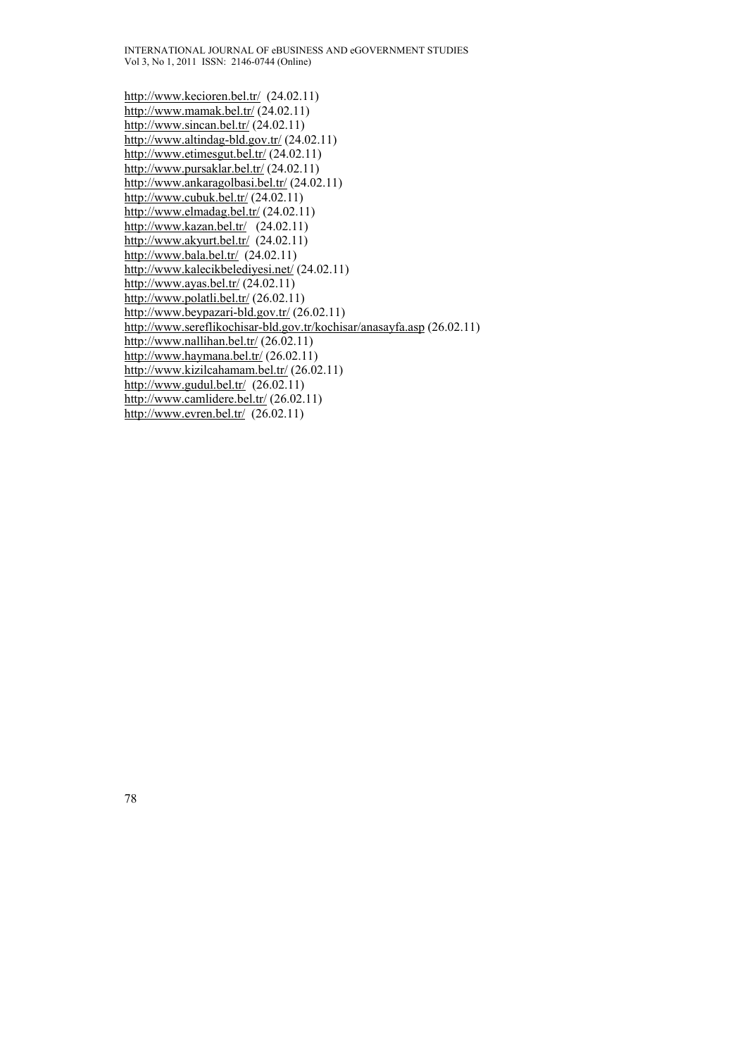http://www.kecioren.bel.tr/ (24.02.11)
http://www.mamak.bel.tr/ (24.02.11)
http://www.sincan.bel.tr/ (24.02.11)
http://www.altindag-bld.gov.tr/ (24.02.11)
http://www.etimesgut.bel.tr/ (24.02.11)
http://www.pursaklar.bel.tr/ (24.02.11)
http://www.ankaragolbasi.bel.tr/ (24.02.11)
http://www.cubuk.bel.tr/ (24.02.11)
http://www.elmadag.bel.tr/ (24.02.11)
http://www.kazan.bel.tr/ (24.02.11)
http://www.akyurt.bel.tr/ (24.02.11)
http://www.bala.bel.tr/ (24.02.11)
http://www.kalecikbelediyesi.net/ (24.02.11)
http://www.ayas.bel.tr/ (24.02.11)
http://www.polatli.bel.tr/ (26.02.11)
http://www.beypazari-bld.gov.tr/ (26.02.11)
http://www.sereflikochisar-bld.gov.tr/kochisar/anasayfa.asp (26.02.11)
http://www.nallihan.bel.tr/ (26.02.11)
http://www.haymana.bel.tr/ (26.02.11)
http://www.kizilcahamam.bel.tr/ (26.02.11)
http://www.gudul.bel.tr/ (26.02.11)
http://www.camlidere.bel.tr/ (26.02.11)
http://www.evren.bel.tr/ (26.02.11)